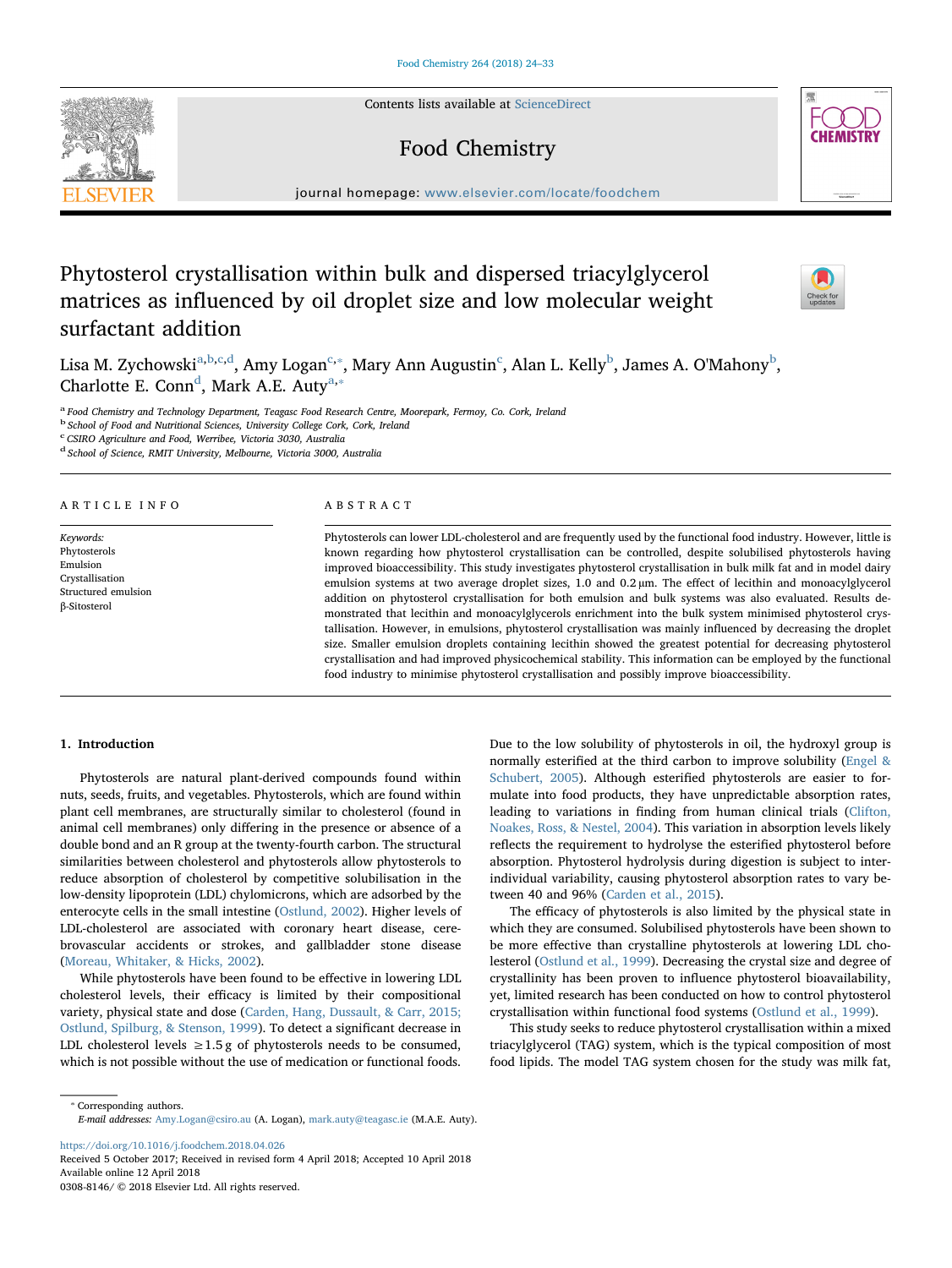# Phytosterol crystallisation within bulk and dispersed triacylglycerol matrices as influenced by oil droplet size and low molecular weight surfactant addition

Lisa M. Zychowski[a,b,c,d], Amy Logan[c,*], Mary Ann Augustin[c], Alan L. Kelly[b], James A. O'Mahony[b], Charlotte E. Conn[d], Mark A.E. Auty[a,*]

[a] Food Chemistry and Technology Department, Teagasc Food Research Centre, Moorepark, Fermoy, Co. Cork, Ireland
[b] School of Food and Nutritional Sciences, University College Cork, Cork, Ireland
[c] CSIRO Agriculture and Food, Werribee, Victoria 3030, Australia
[d] School of Science, RMIT University, Melbourne, Victoria 3000, Australia

## ARTICLE INFO

*Keywords:*
Phytosterols
Emulsion
Crystallisation
Structured emulsion
β-Sitosterol

## ABSTRACT

Phytosterols can lower LDL-cholesterol and are frequently used by the functional food industry. However, little is known regarding how phytosterol crystallisation can be controlled, despite solubilised phytosterols having improved bioaccessibility. This study investigates phytosterol crystallisation in bulk milk fat and in model dairy emulsion systems at two average droplet sizes, 1.0 and 0.2 µm. The effect of lecithin and monoacylglycerol addition on phytosterol crystallisation for both emulsion and bulk systems was also evaluated. Results demonstrated that lecithin and monoacylglycerols enrichment into the bulk system minimised phytosterol crystallisation. However, in emulsions, phytosterol crystallisation was mainly influenced by decreasing the droplet size. Smaller emulsion droplets containing lecithin showed the greatest potential for decreasing phytosterol crystallisation and had improved physicochemical stability. This information can be employed by the functional food industry to minimise phytosterol crystallisation and possibly improve bioaccessibility.

## 1. Introduction

Phytosterols are natural plant-derived compounds found within nuts, seeds, fruits, and vegetables. Phytosterols, which are found within plant cell membranes, are structurally similar to cholesterol (found in animal cell membranes) only differing in the presence or absence of a double bond and an R group at the twenty-fourth carbon. The structural similarities between cholesterol and phytosterols allow phytosterols to reduce absorption of cholesterol by competitive solubilisation in the low-density lipoprotein (LDL) chylomicrons, which are adsorbed by the enterocyte cells in the small intestine (Ostlund, 2002). Higher levels of LDL-cholesterol are associated with coronary heart disease, cerebrovascular accidents or strokes, and gallbladder stone disease (Moreau, Whitaker, & Hicks, 2002).

While phytosterols have been found to be effective in lowering LDL cholesterol levels, their efficacy is limited by their compositional variety, physical state and dose (Carden, Hang, Dussault, & Carr, 2015; Ostlund, Spilburg, & Stenson, 1999). To detect a significant decrease in LDL cholesterol levels ≥1.5 g of phytosterols needs to be consumed, which is not possible without the use of medication or functional foods. Due to the low solubility of phytosterols in oil, the hydroxyl group is normally esterified at the third carbon to improve solubility (Engel & Schubert, 2005). Although esterified phytosterols are easier to formulate into food products, they have unpredictable absorption rates, leading to variations in finding from human clinical trials (Clifton, Noakes, Ross, & Nestel, 2004). This variation in absorption levels likely reflects the requirement to hydrolyse the esterified phytosterol before absorption. Phytosterol hydrolysis during digestion is subject to inter-individual variability, causing phytosterol absorption rates to vary between 40 and 96% (Carden et al., 2015).

The efficacy of phytosterols is also limited by the physical state in which they are consumed. Solubilised phytosterols have been shown to be more effective than crystalline phytosterols at lowering LDL cholesterol (Ostlund et al., 1999). Decreasing the crystal size and degree of crystallinity has been proven to influence phytosterol bioavailability, yet, limited research has been conducted on how to control phytosterol crystallisation within functional food systems (Ostlund et al., 1999).

This study seeks to reduce phytosterol crystallisation within a mixed triacylglycerol (TAG) system, which is the typical composition of most food lipids. The model TAG system chosen for the study was milk fat,

\* Corresponding authors.
*E-mail addresses:* Amy.Logan@csiro.au (A. Logan), mark.auty@teagasc.ie (M.A.E. Auty).

https://doi.org/10.1016/j.foodchem.2018.04.026
Received 5 October 2017; Received in revised form 4 April 2018; Accepted 10 April 2018
Available online 12 April 2018
0308-8146/ © 2018 Elsevier Ltd. All rights reserved.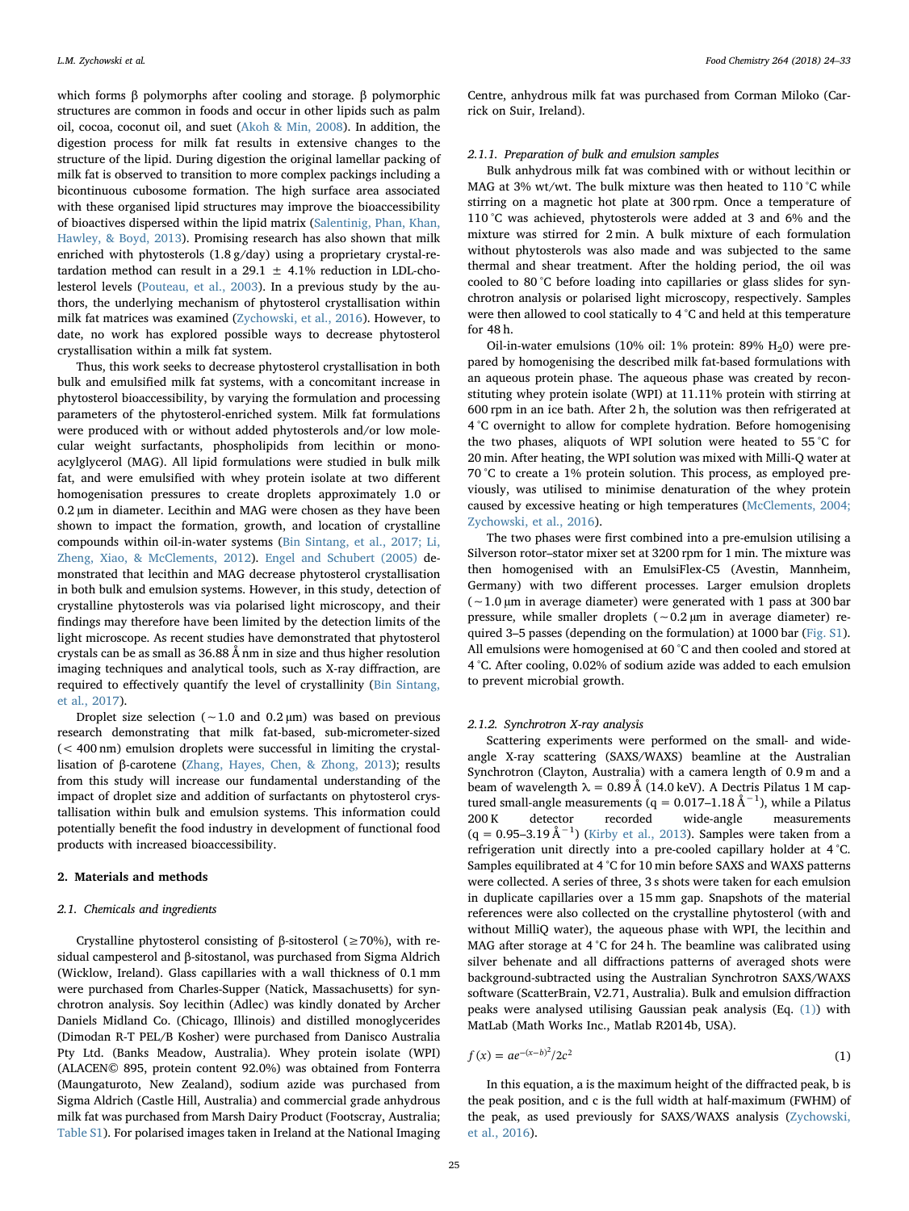which forms β polymorphs after cooling and storage. β polymorphic structures are common in foods and occur in other lipids such as palm oil, cocoa, coconut oil, and suet (Akoh & Min, 2008). In addition, the digestion process for milk fat results in extensive changes to the structure of the lipid. During digestion the original lamellar packing of milk fat is observed to transition to more complex packings including a bicontinuous cubosome formation. The high surface area associated with these organised lipid structures may improve the bioaccessibility of bioactives dispersed within the lipid matrix (Salentinig, Phan, Khan, Hawley, & Boyd, 2013). Promising research has also shown that milk enriched with phytosterols (1.8 g/day) using a proprietary crystal-retardation method can result in a 29.1 ± 4.1% reduction in LDL-cholesterol levels (Pouteau, et al., 2003). In a previous study by the authors, the underlying mechanism of phytosterol crystallisation within milk fat matrices was examined (Zychowski, et al., 2016). However, to date, no work has explored possible ways to decrease phytosterol crystallisation within a milk fat system.

Thus, this work seeks to decrease phytosterol crystallisation in both bulk and emulsified milk fat systems, with a concomitant increase in phytosterol bioaccessibility, by varying the formulation and processing parameters of the phytosterol-enriched system. Milk fat formulations were produced with or without added phytosterols and/or low molecular weight surfactants, phospholipids from lecithin or monoacylglycerol (MAG). All lipid formulations were studied in bulk milk fat, and were emulsified with whey protein isolate at two different homogenisation pressures to create droplets approximately 1.0 or 0.2 µm in diameter. Lecithin and MAG were chosen as they have been shown to impact the formation, growth, and location of crystalline compounds within oil-in-water systems (Bin Sintang, et al., 2017; Li, Zheng, Xiao, & McClements, 2012). Engel and Schubert (2005) demonstrated that lecithin and MAG decrease phytosterol crystallisation in both bulk and emulsion systems. However, in this study, detection of crystalline phytosterols was via polarised light microscopy, and their findings may therefore have been limited by the detection limits of the light microscope. As recent studies have demonstrated that phytosterol crystals can be as small as 36.88 Å nm in size and thus higher resolution imaging techniques and analytical tools, such as X-ray diffraction, are required to effectively quantify the level of crystallinity (Bin Sintang, et al., 2017).

Droplet size selection (~1.0 and 0.2 µm) was based on previous research demonstrating that milk fat-based, sub-micrometer-sized (< 400 nm) emulsion droplets were successful in limiting the crystallisation of β-carotene (Zhang, Hayes, Chen, & Zhong, 2013); results from this study will increase our fundamental understanding of the impact of droplet size and addition of surfactants on phytosterol crystallisation within bulk and emulsion systems. This information could potentially benefit the food industry in development of functional food products with increased bioaccessibility.

## 2. Materials and methods

### 2.1. Chemicals and ingredients

Crystalline phytosterol consisting of β-sitosterol (≥70%), with residual campesterol and β-sitostanol, was purchased from Sigma Aldrich (Wicklow, Ireland). Glass capillaries with a wall thickness of 0.1 mm were purchased from Charles-Supper (Natick, Massachusetts) for synchrotron analysis. Soy lecithin (Adlec) was kindly donated by Archer Daniels Midland Co. (Chicago, Illinois) and distilled monoglycerides (Dimodan R-T PEL/B Kosher) were purchased from Danisco Australia Pty Ltd. (Banks Meadow, Australia). Whey protein isolate (WPI) (ALACEN© 895, protein content 92.0%) was obtained from Fonterra (Maungaturoto, New Zealand), sodium azide was purchased from Sigma Aldrich (Castle Hill, Australia) and commercial grade anhydrous milk fat was purchased from Marsh Dairy Product (Footscray, Australia; Table S1). For polarised images taken in Ireland at the National Imaging Centre, anhydrous milk fat was purchased from Corman Miloko (Carrick on Suir, Ireland).

#### 2.1.1. Preparation of bulk and emulsion samples

Bulk anhydrous milk fat was combined with or without lecithin or MAG at 3% wt/wt. The bulk mixture was then heated to 110 °C while stirring on a magnetic hot plate at 300 rpm. Once a temperature of 110 °C was achieved, phytosterols were added at 3 and 6% and the mixture was stirred for 2 min. A bulk mixture of each formulation without phytosterols was also made and was subjected to the same thermal and shear treatment. After the holding period, the oil was cooled to 80 °C before loading into capillaries or glass slides for synchrotron analysis or polarised light microscopy, respectively. Samples were then allowed to cool statically to 4 °C and held at this temperature for 48 h.

Oil-in-water emulsions (10% oil: 1% protein: 89% $H_20$) were prepared by homogenising the described milk fat-based formulations with an aqueous protein phase. The aqueous phase was created by reconstituting whey protein isolate (WPI) at 11.11% protein with stirring at 600 rpm in an ice bath. After 2 h, the solution was then refrigerated at 4 °C overnight to allow for complete hydration. Before homogenising the two phases, aliquots of WPI solution were heated to 55 °C for 20 min. After heating, the WPI solution was mixed with Milli-Q water at 70 °C to create a 1% protein solution. This process, as employed previously, was utilised to minimise denaturation of the whey protein caused by excessive heating or high temperatures (McClements, 2004; Zychowski, et al., 2016).

The two phases were first combined into a pre-emulsion utilising a Silverson rotor–stator mixer set at 3200 rpm for 1 min. The mixture was then homogenised with an EmulsiFlex-C5 (Avestin, Mannheim, Germany) with two different processes. Larger emulsion droplets (~1.0 µm in average diameter) were generated with 1 pass at 300 bar pressure, while smaller droplets (~0.2 µm in average diameter) required 3–5 passes (depending on the formulation) at 1000 bar (Fig. S1). All emulsions were homogenised at 60 °C and then cooled and stored at 4 °C. After cooling, 0.02% of sodium azide was added to each emulsion to prevent microbial growth.

#### 2.1.2. Synchrotron X-ray analysis

Scattering experiments were performed on the small- and wide-angle X-ray scattering (SAXS/WAXS) beamline at the Australian Synchrotron (Clayton, Australia) with a camera length of 0.9 m and a beam of wavelength λ = 0.89 Å (14.0 keV). A Dectris Pilatus 1 M captured small-angle measurements (q = 0.017–1.18 $Å^{-1}$), while a Pilatus 200 K detector recorded wide-angle measurements (q = 0.95–3.19 $Å^{-1}$) (Kirby et al., 2013). Samples were taken from a refrigeration unit directly into a pre-cooled capillary holder at 4 °C. Samples equilibrated at 4 °C for 10 min before SAXS and WAXS patterns were collected. A series of three, 3 s shots were taken for each emulsion in duplicate capillaries over a 15 mm gap. Snapshots of the material references were also collected on the crystalline phytosterol (with and without MilliQ water), the aqueous phase with WPI, the lecithin and MAG after storage at 4 °C for 24 h. The beamline was calibrated using silver behenate and all diffractions patterns of averaged shots were background-subtracted using the Australian Synchrotron SAXS/WAXS software (ScatterBrain, V2.71, Australia). Bulk and emulsion diffraction peaks were analysed utilising Gaussian peak analysis (Eq. (1)) with MatLab (Math Works Inc., Matlab R2014b, USA).

$$f(x) = ae^{-(x-b)^2}/2c^2 \quad (1)$$

In this equation, a is the maximum height of the diffracted peak, b is the peak position, and c is the full width at half-maximum (FWHM) of the peak, as used previously for SAXS/WAXS analysis (Zychowski, et al., 2016).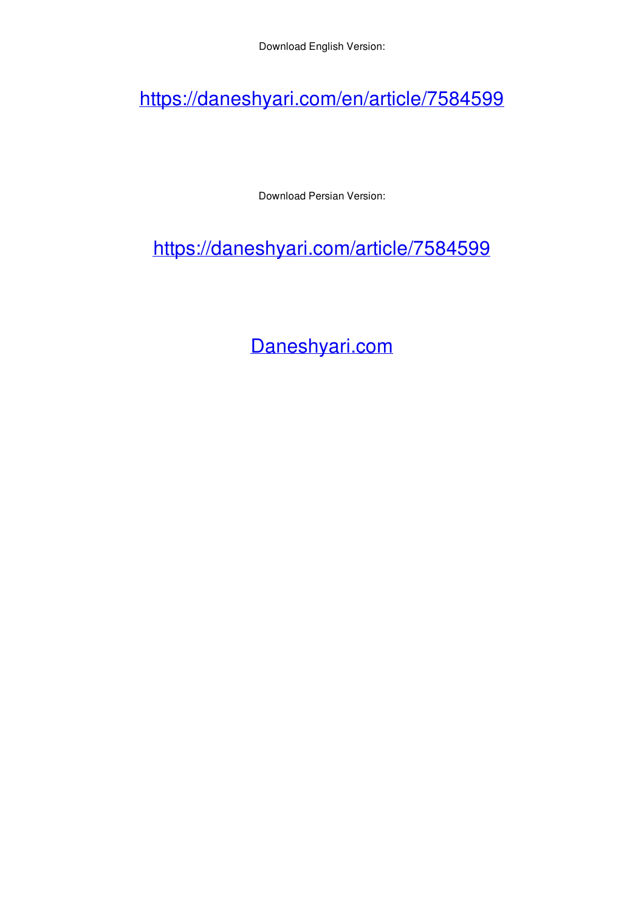Download English Version:

https://daneshyari.com/en/article/7584599

Download Persian Version:

https://daneshyari.com/article/7584599

Daneshyari.com